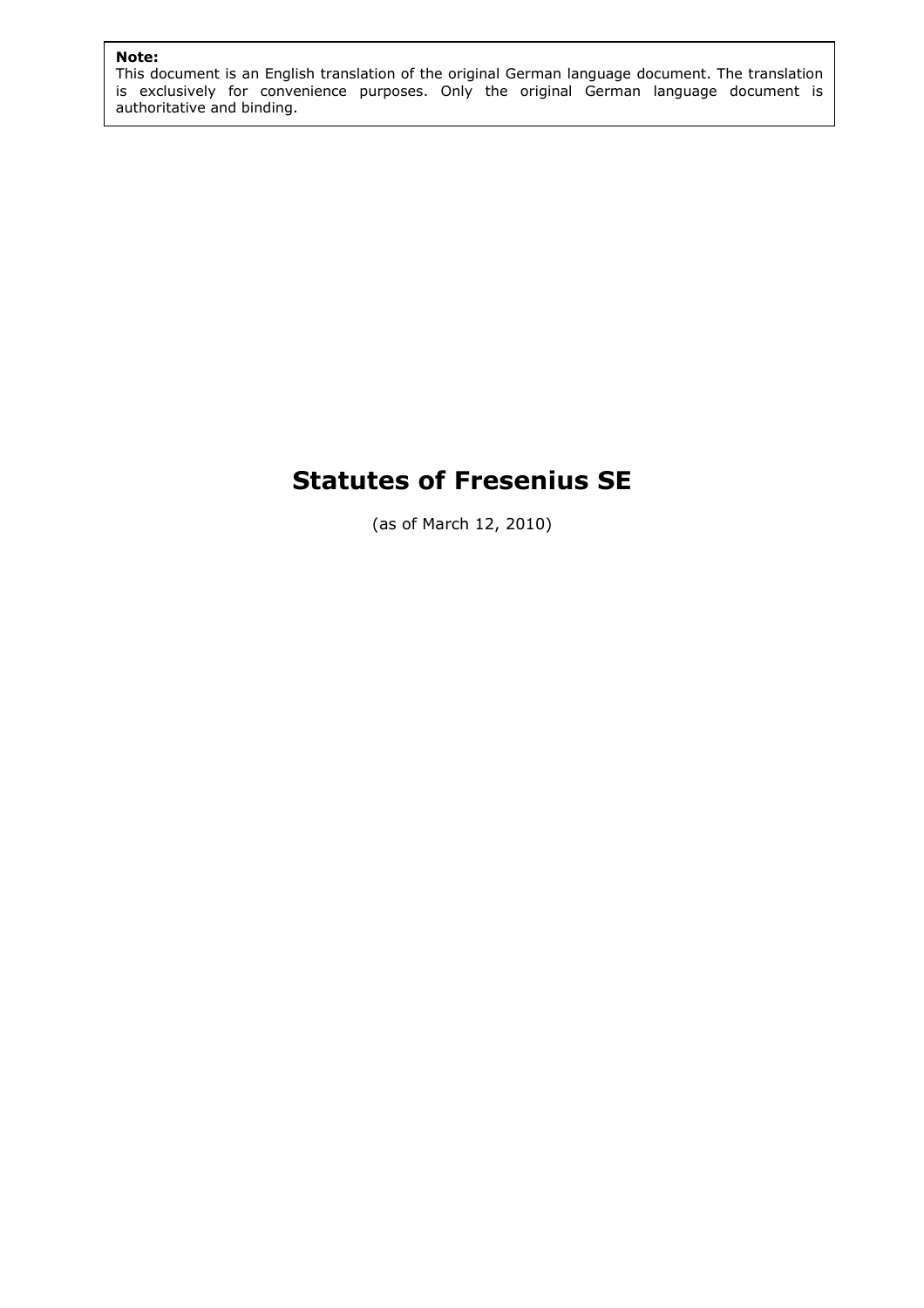**Note:**
This document is an English translation of the original German language document. The translation is exclusively for convenience purposes. Only the original German language document is authoritative and binding.

# Statutes of Fresenius SE

(as of March 12, 2010)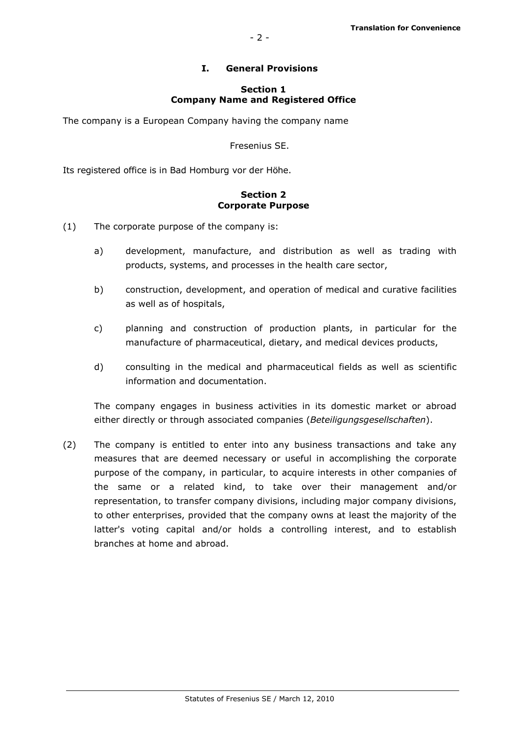## I. General Provisions

### Section 1
### Company Name and Registered Office

The company is a European Company having the company name

Fresenius SE.

Its registered office is in Bad Homburg vor der Höhe.

### Section 2
### Corporate Purpose

(1) The corporate purpose of the company is:

a) development, manufacture, and distribution as well as trading with products, systems, and processes in the health care sector,

b) construction, development, and operation of medical and curative facilities as well as of hospitals,

c) planning and construction of production plants, in particular for the manufacture of pharmaceutical, dietary, and medical devices products,

d) consulting in the medical and pharmaceutical fields as well as scientific information and documentation.

The company engages in business activities in its domestic market or abroad either directly or through associated companies (*Beteiligungsgesellschaften*).

(2) The company is entitled to enter into any business transactions and take any measures that are deemed necessary or useful in accomplishing the corporate purpose of the company, in particular, to acquire interests in other companies of the same or a related kind, to take over their management and/or representation, to transfer company divisions, including major company divisions, to other enterprises, provided that the company owns at least the majority of the latter's voting capital and/or holds a controlling interest, and to establish branches at home and abroad.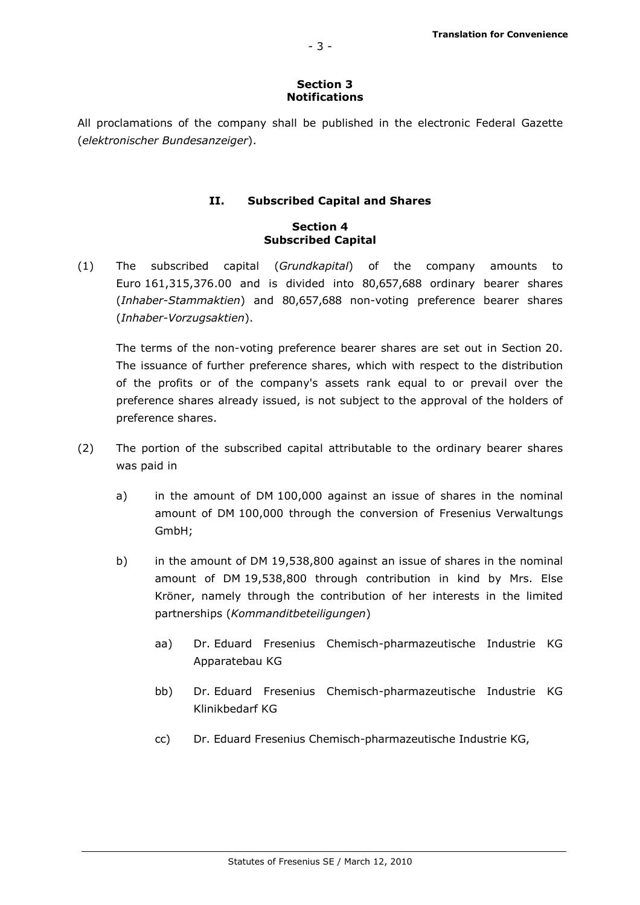## Section 3
## Notifications

All proclamations of the company shall be published in the electronic Federal Gazette (*elektronischer Bundesanzeiger*).

# II. Subscribed Capital and Shares

## Section 4
## Subscribed Capital

(1) The subscribed capital (*Grundkapital*) of the company amounts to Euro 161,315,376.00 and is divided into 80,657,688 ordinary bearer shares (*Inhaber-Stammaktien*) and 80,657,688 non-voting preference bearer shares (*Inhaber-Vorzugsaktien*).

The terms of the non-voting preference bearer shares are set out in Section 20. The issuance of further preference shares, which with respect to the distribution of the profits or of the company's assets rank equal to or prevail over the preference shares already issued, is not subject to the approval of the holders of preference shares.

(2) The portion of the subscribed capital attributable to the ordinary bearer shares was paid in

a) in the amount of DM 100,000 against an issue of shares in the nominal amount of DM 100,000 through the conversion of Fresenius Verwaltungs GmbH;

b) in the amount of DM 19,538,800 against an issue of shares in the nominal amount of DM 19,538,800 through contribution in kind by Mrs. Else Kröner, namely through the contribution of her interests in the limited partnerships (*Kommanditbeteiligungen*)

aa) Dr. Eduard Fresenius Chemisch-pharmazeutische Industrie KG Apparatebau KG

bb) Dr. Eduard Fresenius Chemisch-pharmazeutische Industrie KG Klinikbedarf KG

cc) Dr. Eduard Fresenius Chemisch-pharmazeutische Industrie KG,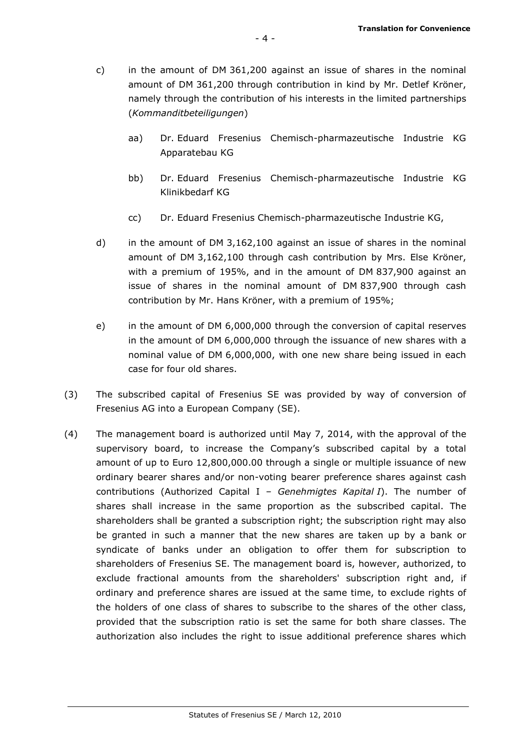c) in the amount of DM 361,200 against an issue of shares in the nominal amount of DM 361,200 through contribution in kind by Mr. Detlef Kröner, namely through the contribution of his interests in the limited partnerships (*Kommanditbeteiligungen*)

   aa) Dr. Eduard Fresenius Chemisch-pharmazeutische Industrie KG Apparatebau KG

   bb) Dr. Eduard Fresenius Chemisch-pharmazeutische Industrie KG Klinikbedarf KG

   cc) Dr. Eduard Fresenius Chemisch-pharmazeutische Industrie KG,

d) in the amount of DM 3,162,100 against an issue of shares in the nominal amount of DM 3,162,100 through cash contribution by Mrs. Else Kröner, with a premium of 195%, and in the amount of DM 837,900 against an issue of shares in the nominal amount of DM 837,900 through cash contribution by Mr. Hans Kröner, with a premium of 195%;

e) in the amount of DM 6,000,000 through the conversion of capital reserves in the amount of DM 6,000,000 through the issuance of new shares with a nominal value of DM 6,000,000, with one new share being issued in each case for four old shares.

(3) The subscribed capital of Fresenius SE was provided by way of conversion of Fresenius AG into a European Company (SE).

(4) The management board is authorized until May 7, 2014, with the approval of the supervisory board, to increase the Company's subscribed capital by a total amount of up to Euro 12,800,000.00 through a single or multiple issuance of new ordinary bearer shares and/or non-voting bearer preference shares against cash contributions (Authorized Capital I – *Genehmigtes Kapital I*). The number of shares shall increase in the same proportion as the subscribed capital. The shareholders shall be granted a subscription right; the subscription right may also be granted in such a manner that the new shares are taken up by a bank or syndicate of banks under an obligation to offer them for subscription to shareholders of Fresenius SE. The management board is, however, authorized, to exclude fractional amounts from the shareholders' subscription right and, if ordinary and preference shares are issued at the same time, to exclude rights of the holders of one class of shares to subscribe to the shares of the other class, provided that the subscription ratio is set the same for both share classes. The authorization also includes the right to issue additional preference shares which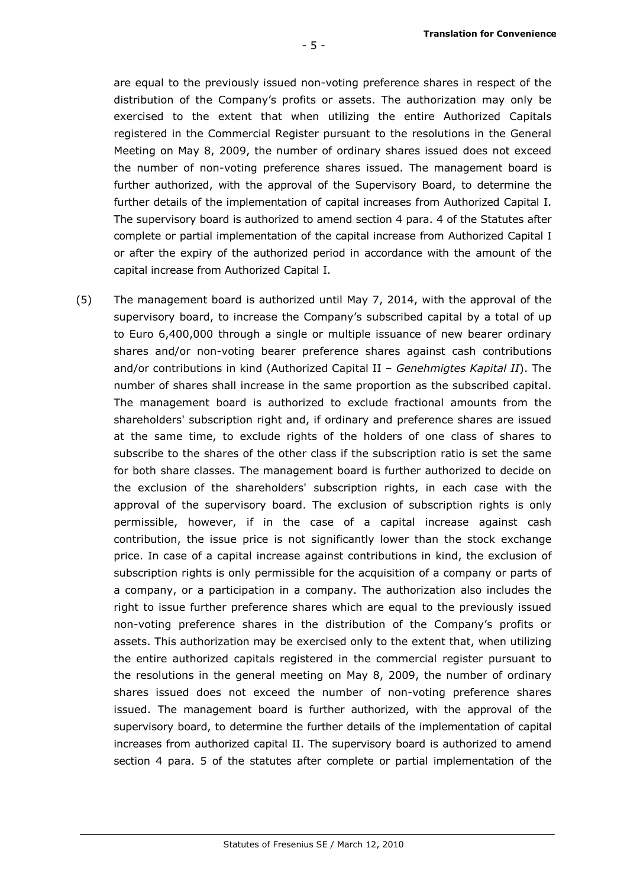are equal to the previously issued non-voting preference shares in respect of the distribution of the Company's profits or assets. The authorization may only be exercised to the extent that when utilizing the entire Authorized Capitals registered in the Commercial Register pursuant to the resolutions in the General Meeting on May 8, 2009, the number of ordinary shares issued does not exceed the number of non-voting preference shares issued. The management board is further authorized, with the approval of the Supervisory Board, to determine the further details of the implementation of capital increases from Authorized Capital I. The supervisory board is authorized to amend section 4 para. 4 of the Statutes after complete or partial implementation of the capital increase from Authorized Capital I or after the expiry of the authorized period in accordance with the amount of the capital increase from Authorized Capital I.

(5) The management board is authorized until May 7, 2014, with the approval of the supervisory board, to increase the Company's subscribed capital by a total of up to Euro 6,400,000 through a single or multiple issuance of new bearer ordinary shares and/or non-voting bearer preference shares against cash contributions and/or contributions in kind (Authorized Capital II – *Genehmigtes Kapital II*). The number of shares shall increase in the same proportion as the subscribed capital. The management board is authorized to exclude fractional amounts from the shareholders' subscription right and, if ordinary and preference shares are issued at the same time, to exclude rights of the holders of one class of shares to subscribe to the shares of the other class if the subscription ratio is set the same for both share classes. The management board is further authorized to decide on the exclusion of the shareholders' subscription rights, in each case with the approval of the supervisory board. The exclusion of subscription rights is only permissible, however, if in the case of a capital increase against cash contribution, the issue price is not significantly lower than the stock exchange price. In case of a capital increase against contributions in kind, the exclusion of subscription rights is only permissible for the acquisition of a company or parts of a company, or a participation in a company. The authorization also includes the right to issue further preference shares which are equal to the previously issued non-voting preference shares in the distribution of the Company's profits or assets. This authorization may be exercised only to the extent that, when utilizing the entire authorized capitals registered in the commercial register pursuant to the resolutions in the general meeting on May 8, 2009, the number of ordinary shares issued does not exceed the number of non-voting preference shares issued. The management board is further authorized, with the approval of the supervisory board, to determine the further details of the implementation of capital increases from authorized capital II. The supervisory board is authorized to amend section 4 para. 5 of the statutes after complete or partial implementation of the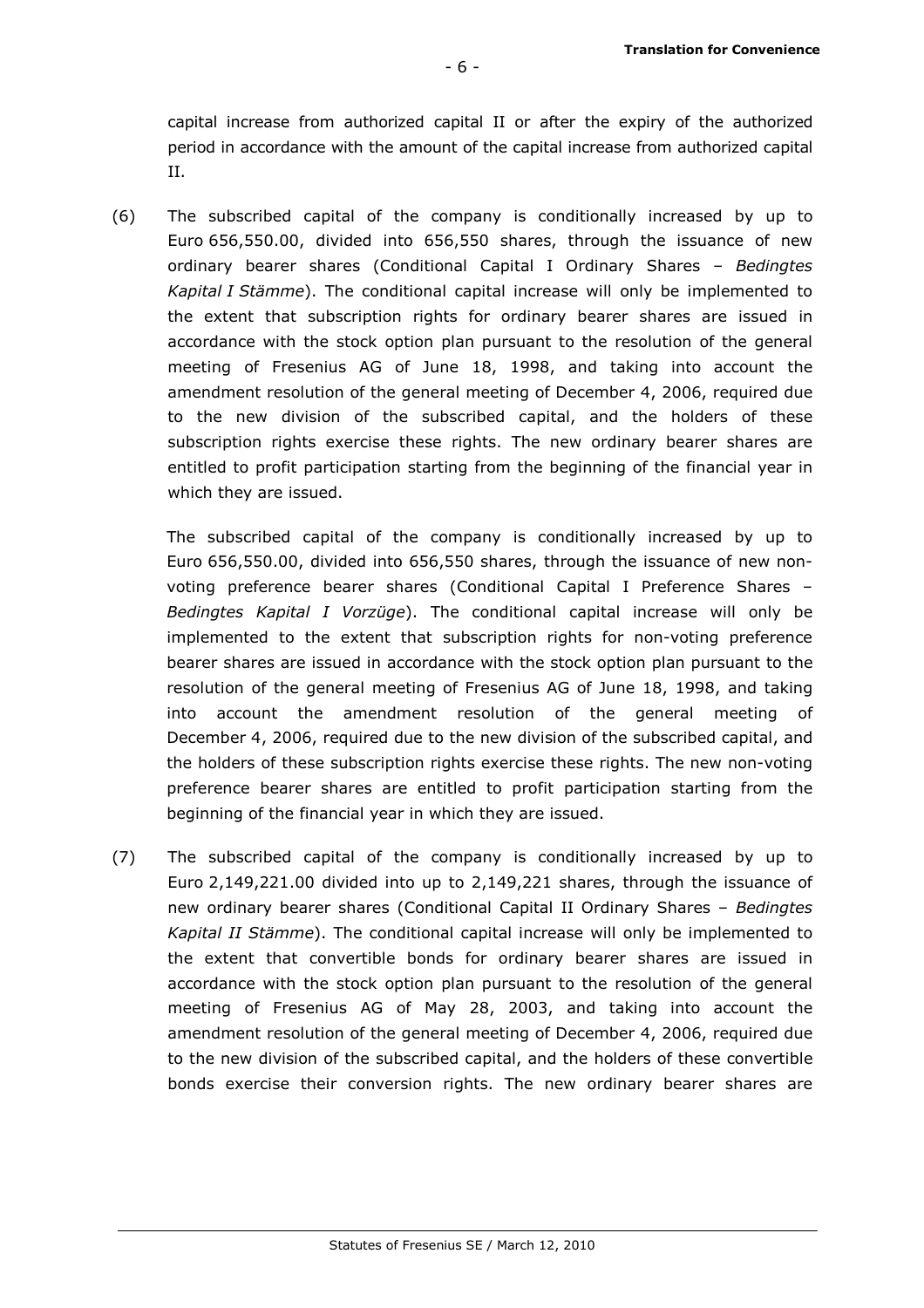capital increase from authorized capital II or after the expiry of the authorized period in accordance with the amount of the capital increase from authorized capital II.

(6) The subscribed capital of the company is conditionally increased by up to Euro 656,550.00, divided into 656,550 shares, through the issuance of new ordinary bearer shares (Conditional Capital I Ordinary Shares – *Bedingtes Kapital I Stämme*). The conditional capital increase will only be implemented to the extent that subscription rights for ordinary bearer shares are issued in accordance with the stock option plan pursuant to the resolution of the general meeting of Fresenius AG of June 18, 1998, and taking into account the amendment resolution of the general meeting of December 4, 2006, required due to the new division of the subscribed capital, and the holders of these subscription rights exercise these rights. The new ordinary bearer shares are entitled to profit participation starting from the beginning of the financial year in which they are issued.

The subscribed capital of the company is conditionally increased by up to Euro 656,550.00, divided into 656,550 shares, through the issuance of new non-voting preference bearer shares (Conditional Capital I Preference Shares – *Bedingtes Kapital I Vorzüge*). The conditional capital increase will only be implemented to the extent that subscription rights for non-voting preference bearer shares are issued in accordance with the stock option plan pursuant to the resolution of the general meeting of Fresenius AG of June 18, 1998, and taking into account the amendment resolution of the general meeting of December 4, 2006, required due to the new division of the subscribed capital, and the holders of these subscription rights exercise these rights. The new non-voting preference bearer shares are entitled to profit participation starting from the beginning of the financial year in which they are issued.

(7) The subscribed capital of the company is conditionally increased by up to Euro 2,149,221.00 divided into up to 2,149,221 shares, through the issuance of new ordinary bearer shares (Conditional Capital II Ordinary Shares – *Bedingtes Kapital II Stämme*). The conditional capital increase will only be implemented to the extent that convertible bonds for ordinary bearer shares are issued in accordance with the stock option plan pursuant to the resolution of the general meeting of Fresenius AG of May 28, 2003, and taking into account the amendment resolution of the general meeting of December 4, 2006, required due to the new division of the subscribed capital, and the holders of these convertible bonds exercise their conversion rights. The new ordinary bearer shares are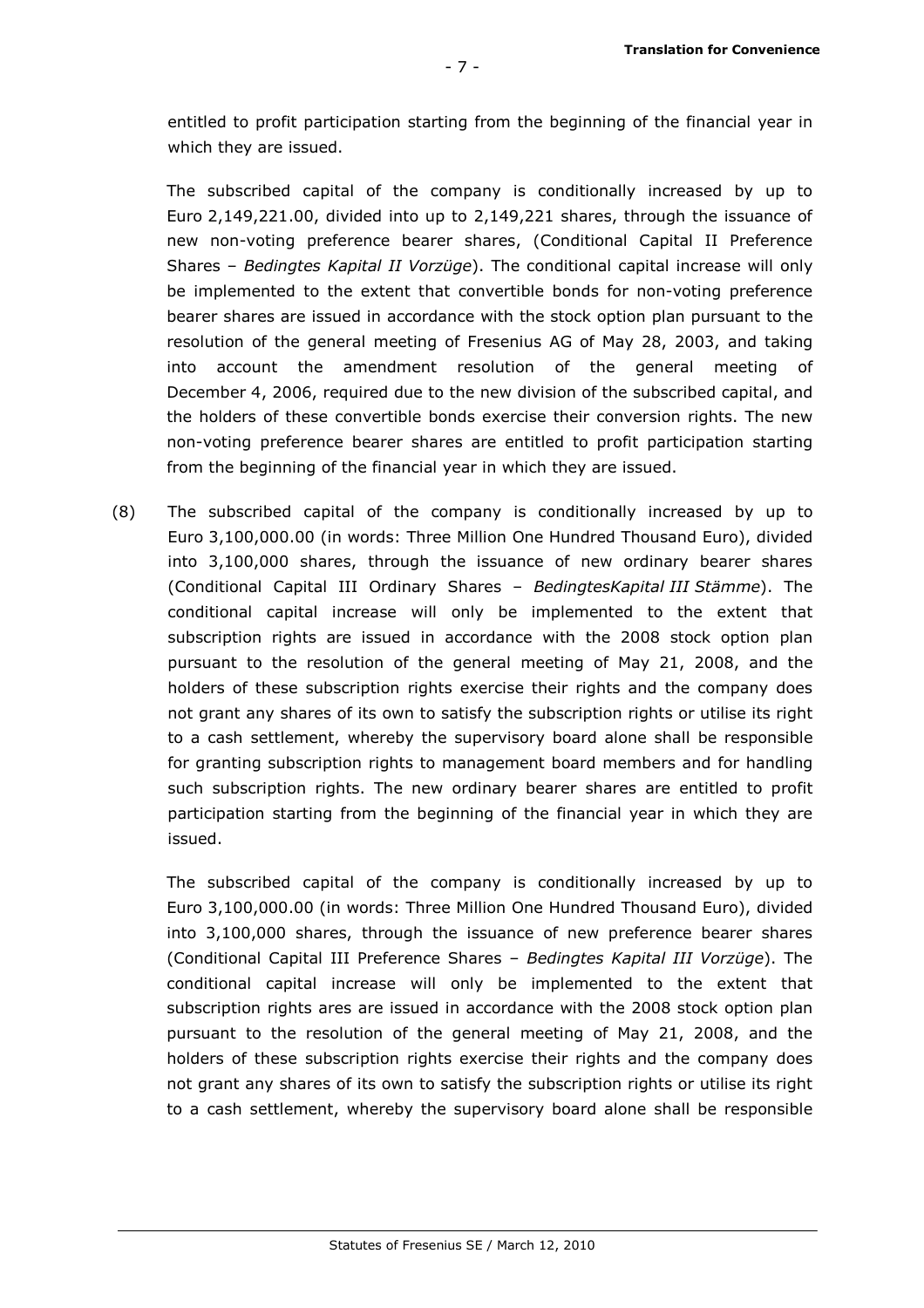entitled to profit participation starting from the beginning of the financial year in which they are issued.

The subscribed capital of the company is conditionally increased by up to Euro 2,149,221.00, divided into up to 2,149,221 shares, through the issuance of new non-voting preference bearer shares, (Conditional Capital II Preference Shares – *Bedingtes Kapital II Vorzüge*). The conditional capital increase will only be implemented to the extent that convertible bonds for non-voting preference bearer shares are issued in accordance with the stock option plan pursuant to the resolution of the general meeting of Fresenius AG of May 28, 2003, and taking into account the amendment resolution of the general meeting of December 4, 2006, required due to the new division of the subscribed capital, and the holders of these convertible bonds exercise their conversion rights. The new non-voting preference bearer shares are entitled to profit participation starting from the beginning of the financial year in which they are issued.

(8) The subscribed capital of the company is conditionally increased by up to Euro 3,100,000.00 (in words: Three Million One Hundred Thousand Euro), divided into 3,100,000 shares, through the issuance of new ordinary bearer shares (Conditional Capital III Ordinary Shares – *BedingtesKapital III Stämme*). The conditional capital increase will only be implemented to the extent that subscription rights are issued in accordance with the 2008 stock option plan pursuant to the resolution of the general meeting of May 21, 2008, and the holders of these subscription rights exercise their rights and the company does not grant any shares of its own to satisfy the subscription rights or utilise its right to a cash settlement, whereby the supervisory board alone shall be responsible for granting subscription rights to management board members and for handling such subscription rights. The new ordinary bearer shares are entitled to profit participation starting from the beginning of the financial year in which they are issued.

The subscribed capital of the company is conditionally increased by up to Euro 3,100,000.00 (in words: Three Million One Hundred Thousand Euro), divided into 3,100,000 shares, through the issuance of new preference bearer shares (Conditional Capital III Preference Shares – *Bedingtes Kapital III Vorzüge*). The conditional capital increase will only be implemented to the extent that subscription rights ares are issued in accordance with the 2008 stock option plan pursuant to the resolution of the general meeting of May 21, 2008, and the holders of these subscription rights exercise their rights and the company does not grant any shares of its own to satisfy the subscription rights or utilise its right to a cash settlement, whereby the supervisory board alone shall be responsible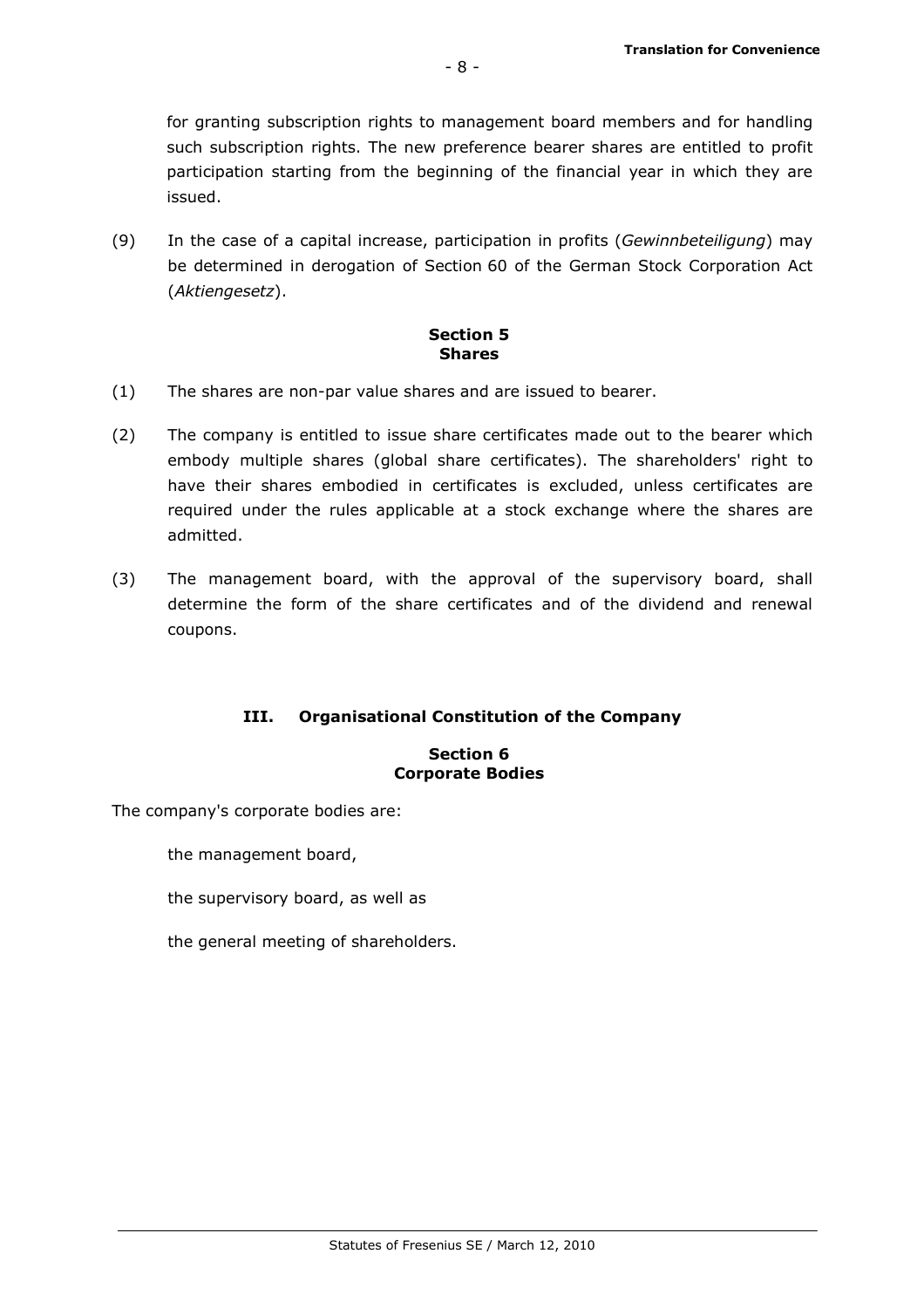for granting subscription rights to management board members and for handling such subscription rights. The new preference bearer shares are entitled to profit participation starting from the beginning of the financial year in which they are issued.

(9) In the case of a capital increase, participation in profits (*Gewinnbeteiligung*) may be determined in derogation of Section 60 of the German Stock Corporation Act (*Aktiengesetz*).

### Section 5
### Shares

(1) The shares are non-par value shares and are issued to bearer.

(2) The company is entitled to issue share certificates made out to the bearer which embody multiple shares (global share certificates). The shareholders' right to have their shares embodied in certificates is excluded, unless certificates are required under the rules applicable at a stock exchange where the shares are admitted.

(3) The management board, with the approval of the supervisory board, shall determine the form of the share certificates and of the dividend and renewal coupons.

## III. Organisational Constitution of the Company

### Section 6
### Corporate Bodies

The company's corporate bodies are:

the management board,

the supervisory board, as well as

the general meeting of shareholders.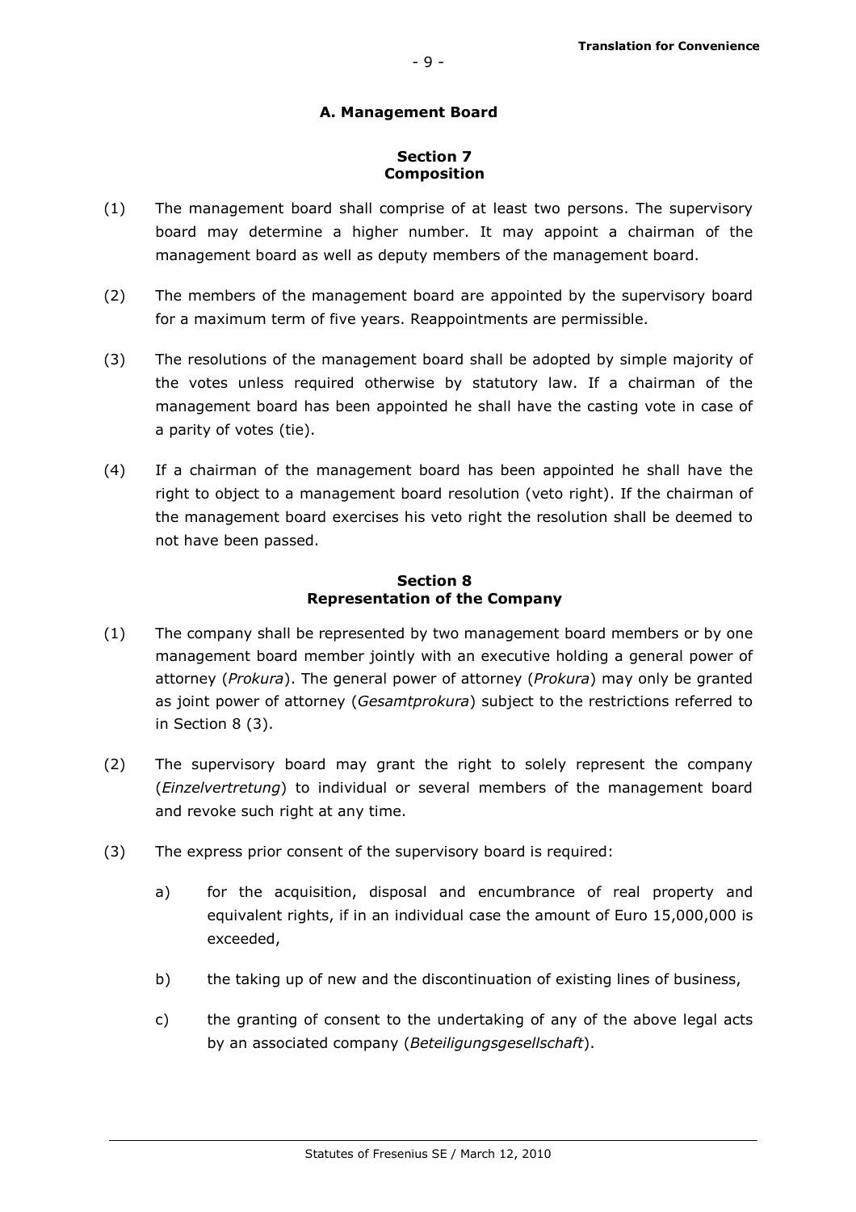## A. Management Board

### Section 7
### Composition

(1) The management board shall comprise of at least two persons. The supervisory board may determine a higher number. It may appoint a chairman of the management board as well as deputy members of the management board.

(2) The members of the management board are appointed by the supervisory board for a maximum term of five years. Reappointments are permissible.

(3) The resolutions of the management board shall be adopted by simple majority of the votes unless required otherwise by statutory law. If a chairman of the management board has been appointed he shall have the casting vote in case of a parity of votes (tie).

(4) If a chairman of the management board has been appointed he shall have the right to object to a management board resolution (veto right). If the chairman of the management board exercises his veto right the resolution shall be deemed to not have been passed.

### Section 8
### Representation of the Company

(1) The company shall be represented by two management board members or by one management board member jointly with an executive holding a general power of attorney (*Prokura*). The general power of attorney (*Prokura*) may only be granted as joint power of attorney (*Gesamtprokura*) subject to the restrictions referred to in Section 8 (3).

(2) The supervisory board may grant the right to solely represent the company (*Einzelvertretung*) to individual or several members of the management board and revoke such right at any time.

(3) The express prior consent of the supervisory board is required:

a) for the acquisition, disposal and encumbrance of real property and equivalent rights, if in an individual case the amount of Euro 15,000,000 is exceeded,

b) the taking up of new and the discontinuation of existing lines of business,

c) the granting of consent to the undertaking of any of the above legal acts by an associated company (*Beteiligungsgesellschaft*).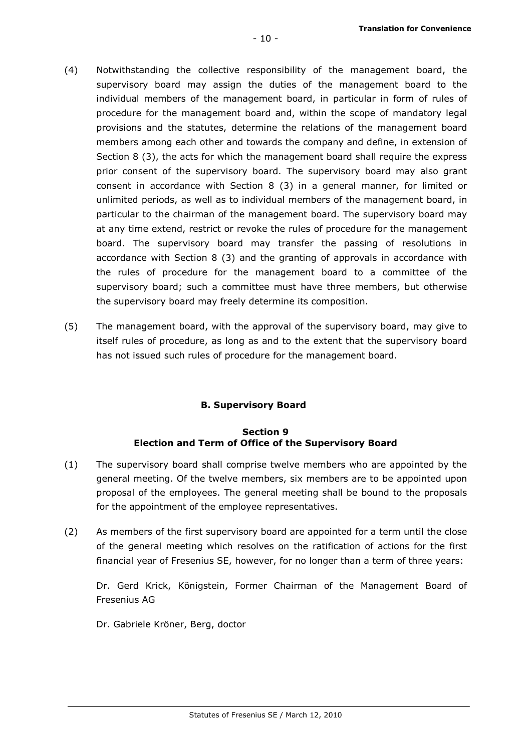(4) Notwithstanding the collective responsibility of the management board, the supervisory board may assign the duties of the management board to the individual members of the management board, in particular in form of rules of procedure for the management board and, within the scope of mandatory legal provisions and the statutes, determine the relations of the management board members among each other and towards the company and define, in extension of Section 8 (3), the acts for which the management board shall require the express prior consent of the supervisory board. The supervisory board may also grant consent in accordance with Section 8 (3) in a general manner, for limited or unlimited periods, as well as to individual members of the management board, in particular to the chairman of the management board. The supervisory board may at any time extend, restrict or revoke the rules of procedure for the management board. The supervisory board may transfer the passing of resolutions in accordance with Section 8 (3) and the granting of approvals in accordance with the rules of procedure for the management board to a committee of the supervisory board; such a committee must have three members, but otherwise the supervisory board may freely determine its composition.

(5) The management board, with the approval of the supervisory board, may give to itself rules of procedure, as long as and to the extent that the supervisory board has not issued such rules of procedure for the management board.

## B. Supervisory Board

### Section 9
### Election and Term of Office of the Supervisory Board

(1) The supervisory board shall comprise twelve members who are appointed by the general meeting. Of the twelve members, six members are to be appointed upon proposal of the employees. The general meeting shall be bound to the proposals for the appointment of the employee representatives.

(2) As members of the first supervisory board are appointed for a term until the close of the general meeting which resolves on the ratification of actions for the first financial year of Fresenius SE, however, for no longer than a term of three years:

Dr. Gerd Krick, Königstein, Former Chairman of the Management Board of Fresenius AG

Dr. Gabriele Kröner, Berg, doctor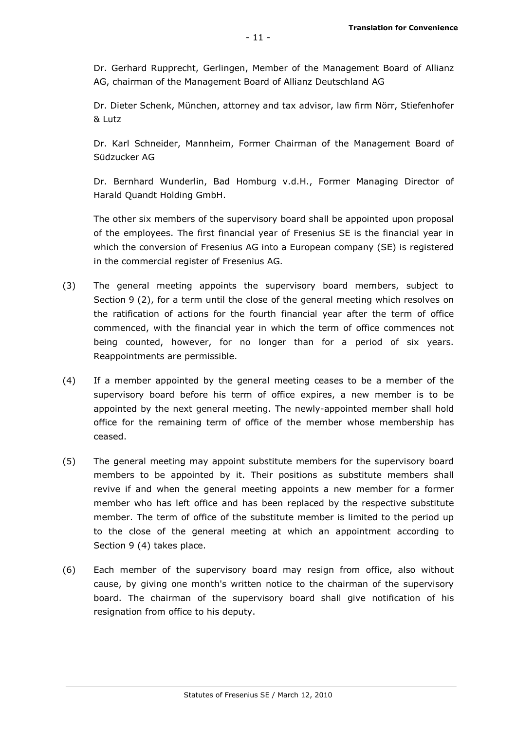Dr. Gerhard Rupprecht, Gerlingen, Member of the Management Board of Allianz AG, chairman of the Management Board of Allianz Deutschland AG

Dr. Dieter Schenk, München, attorney and tax advisor, law firm Nörr, Stiefenhofer & Lutz

Dr. Karl Schneider, Mannheim, Former Chairman of the Management Board of Südzucker AG

Dr. Bernhard Wunderlin, Bad Homburg v.d.H., Former Managing Director of Harald Quandt Holding GmbH.

The other six members of the supervisory board shall be appointed upon proposal of the employees. The first financial year of Fresenius SE is the financial year in which the conversion of Fresenius AG into a European company (SE) is registered in the commercial register of Fresenius AG.

(3) The general meeting appoints the supervisory board members, subject to Section 9 (2), for a term until the close of the general meeting which resolves on the ratification of actions for the fourth financial year after the term of office commenced, with the financial year in which the term of office commences not being counted, however, for no longer than for a period of six years. Reappointments are permissible.

(4) If a member appointed by the general meeting ceases to be a member of the supervisory board before his term of office expires, a new member is to be appointed by the next general meeting. The newly-appointed member shall hold office for the remaining term of office of the member whose membership has ceased.

(5) The general meeting may appoint substitute members for the supervisory board members to be appointed by it. Their positions as substitute members shall revive if and when the general meeting appoints a new member for a former member who has left office and has been replaced by the respective substitute member. The term of office of the substitute member is limited to the period up to the close of the general meeting at which an appointment according to Section 9 (4) takes place.

(6) Each member of the supervisory board may resign from office, also without cause, by giving one month's written notice to the chairman of the supervisory board. The chairman of the supervisory board shall give notification of his resignation from office to his deputy.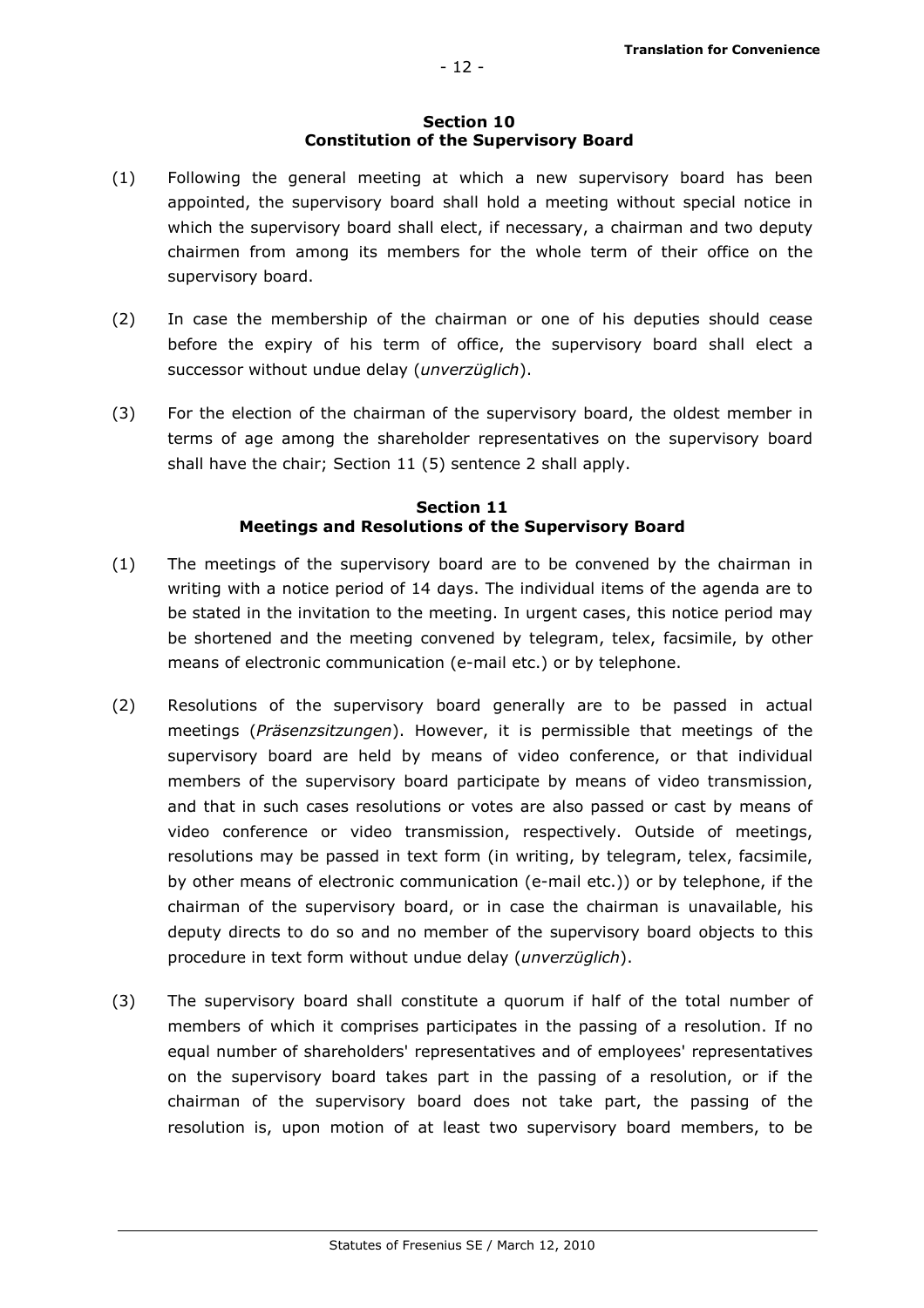## Section 10
## Constitution of the Supervisory Board

(1) Following the general meeting at which a new supervisory board has been appointed, the supervisory board shall hold a meeting without special notice in which the supervisory board shall elect, if necessary, a chairman and two deputy chairmen from among its members for the whole term of their office on the supervisory board.

(2) In case the membership of the chairman or one of his deputies should cease before the expiry of his term of office, the supervisory board shall elect a successor without undue delay (*unverzüglich*).

(3) For the election of the chairman of the supervisory board, the oldest member in terms of age among the shareholder representatives on the supervisory board shall have the chair; Section 11 (5) sentence 2 shall apply.

## Section 11
## Meetings and Resolutions of the Supervisory Board

(1) The meetings of the supervisory board are to be convened by the chairman in writing with a notice period of 14 days. The individual items of the agenda are to be stated in the invitation to the meeting. In urgent cases, this notice period may be shortened and the meeting convened by telegram, telex, facsimile, by other means of electronic communication (e-mail etc.) or by telephone.

(2) Resolutions of the supervisory board generally are to be passed in actual meetings (*Präsenzsitzungen*). However, it is permissible that meetings of the supervisory board are held by means of video conference, or that individual members of the supervisory board participate by means of video transmission, and that in such cases resolutions or votes are also passed or cast by means of video conference or video transmission, respectively. Outside of meetings, resolutions may be passed in text form (in writing, by telegram, telex, facsimile, by other means of electronic communication (e-mail etc.)) or by telephone, if the chairman of the supervisory board, or in case the chairman is unavailable, his deputy directs to do so and no member of the supervisory board objects to this procedure in text form without undue delay (*unverzüglich*).

(3) The supervisory board shall constitute a quorum if half of the total number of members of which it comprises participates in the passing of a resolution. If no equal number of shareholders' representatives and of employees' representatives on the supervisory board takes part in the passing of a resolution, or if the chairman of the supervisory board does not take part, the passing of the resolution is, upon motion of at least two supervisory board members, to be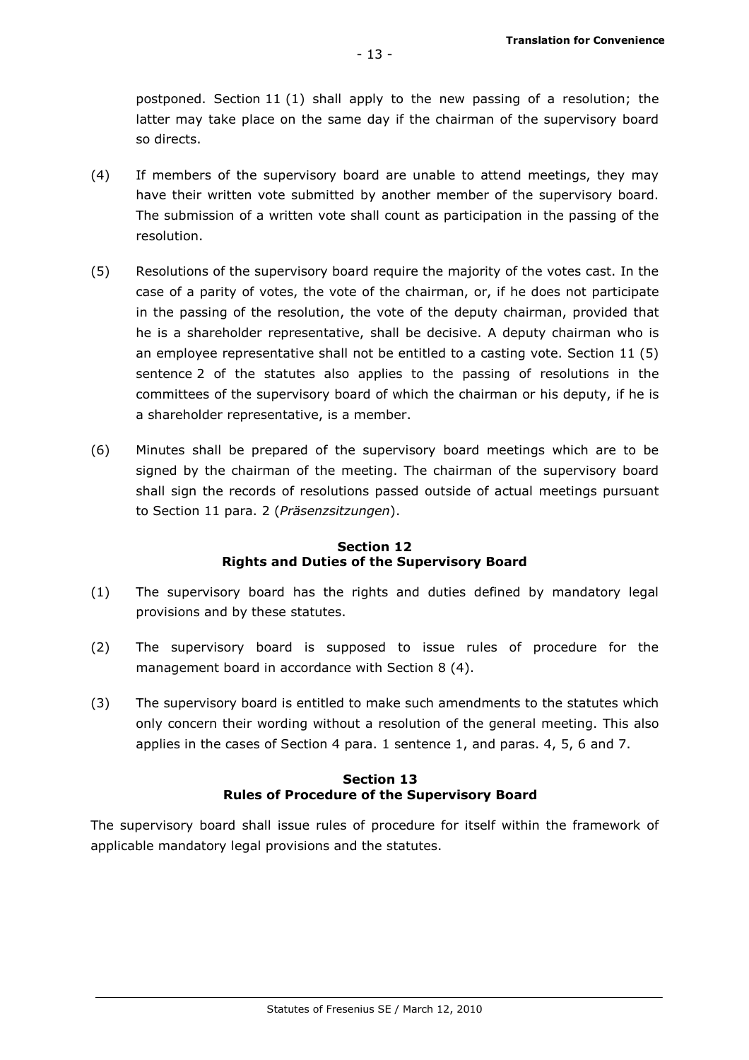postponed. Section 11 (1) shall apply to the new passing of a resolution; the latter may take place on the same day if the chairman of the supervisory board so directs.

(4) If members of the supervisory board are unable to attend meetings, they may have their written vote submitted by another member of the supervisory board. The submission of a written vote shall count as participation in the passing of the resolution.

(5) Resolutions of the supervisory board require the majority of the votes cast. In the case of a parity of votes, the vote of the chairman, or, if he does not participate in the passing of the resolution, the vote of the deputy chairman, provided that he is a shareholder representative, shall be decisive. A deputy chairman who is an employee representative shall not be entitled to a casting vote. Section 11 (5) sentence 2 of the statutes also applies to the passing of resolutions in the committees of the supervisory board of which the chairman or his deputy, if he is a shareholder representative, is a member.

(6) Minutes shall be prepared of the supervisory board meetings which are to be signed by the chairman of the meeting. The chairman of the supervisory board shall sign the records of resolutions passed outside of actual meetings pursuant to Section 11 para. 2 (*Präsenzsitzungen*).

## Section 12
## Rights and Duties of the Supervisory Board

(1) The supervisory board has the rights and duties defined by mandatory legal provisions and by these statutes.

(2) The supervisory board is supposed to issue rules of procedure for the management board in accordance with Section 8 (4).

(3) The supervisory board is entitled to make such amendments to the statutes which only concern their wording without a resolution of the general meeting. This also applies in the cases of Section 4 para. 1 sentence 1, and paras. 4, 5, 6 and 7.

## Section 13
## Rules of Procedure of the Supervisory Board

The supervisory board shall issue rules of procedure for itself within the framework of applicable mandatory legal provisions and the statutes.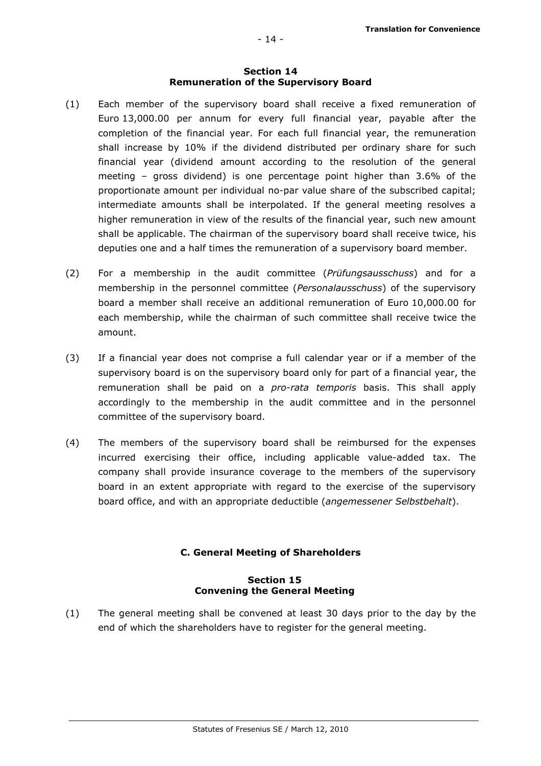## Section 14
## Remuneration of the Supervisory Board

(1) Each member of the supervisory board shall receive a fixed remuneration of Euro 13,000.00 per annum for every full financial year, payable after the completion of the financial year. For each full financial year, the remuneration shall increase by 10% if the dividend distributed per ordinary share for such financial year (dividend amount according to the resolution of the general meeting – gross dividend) is one percentage point higher than 3.6% of the proportionate amount per individual no-par value share of the subscribed capital; intermediate amounts shall be interpolated. If the general meeting resolves a higher remuneration in view of the results of the financial year, such new amount shall be applicable. The chairman of the supervisory board shall receive twice, his deputies one and a half times the remuneration of a supervisory board member.

(2) For a membership in the audit committee (*Prüfungsausschuss*) and for a membership in the personnel committee (*Personalausschuss*) of the supervisory board a member shall receive an additional remuneration of Euro 10,000.00 for each membership, while the chairman of such committee shall receive twice the amount.

(3) If a financial year does not comprise a full calendar year or if a member of the supervisory board is on the supervisory board only for part of a financial year, the remuneration shall be paid on a *pro-rata temporis* basis. This shall apply accordingly to the membership in the audit committee and in the personnel committee of the supervisory board.

(4) The members of the supervisory board shall be reimbursed for the expenses incurred exercising their office, including applicable value-added tax. The company shall provide insurance coverage to the members of the supervisory board in an extent appropriate with regard to the exercise of the supervisory board office, and with an appropriate deductible (*angemessener Selbstbehalt*).

# C. General Meeting of Shareholders

## Section 15
## Convening the General Meeting

(1) The general meeting shall be convened at least 30 days prior to the day by the end of which the shareholders have to register for the general meeting.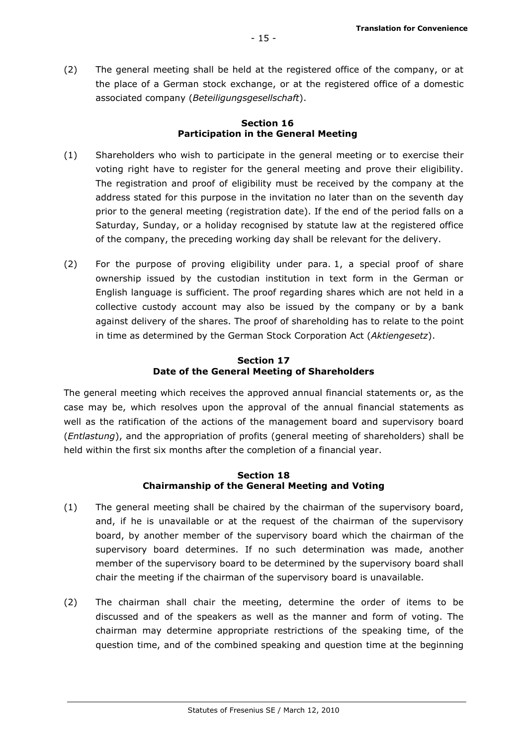(2) The general meeting shall be held at the registered office of the company, or at the place of a German stock exchange, or at the registered office of a domestic associated company (*Beteiligungsgesellschaft*).

### Section 16
### Participation in the General Meeting

(1) Shareholders who wish to participate in the general meeting or to exercise their voting right have to register for the general meeting and prove their eligibility. The registration and proof of eligibility must be received by the company at the address stated for this purpose in the invitation no later than on the seventh day prior to the general meeting (registration date). If the end of the period falls on a Saturday, Sunday, or a holiday recognised by statute law at the registered office of the company, the preceding working day shall be relevant for the delivery.

(2) For the purpose of proving eligibility under para. 1, a special proof of share ownership issued by the custodian institution in text form in the German or English language is sufficient. The proof regarding shares which are not held in a collective custody account may also be issued by the company or by a bank against delivery of the shares. The proof of shareholding has to relate to the point in time as determined by the German Stock Corporation Act (*Aktiengesetz*).

### Section 17
### Date of the General Meeting of Shareholders

The general meeting which receives the approved annual financial statements or, as the case may be, which resolves upon the approval of the annual financial statements as well as the ratification of the actions of the management board and supervisory board (*Entlastung*), and the appropriation of profits (general meeting of shareholders) shall be held within the first six months after the completion of a financial year.

### Section 18
### Chairmanship of the General Meeting and Voting

(1) The general meeting shall be chaired by the chairman of the supervisory board, and, if he is unavailable or at the request of the chairman of the supervisory board, by another member of the supervisory board which the chairman of the supervisory board determines. If no such determination was made, another member of the supervisory board to be determined by the supervisory board shall chair the meeting if the chairman of the supervisory board is unavailable.

(2) The chairman shall chair the meeting, determine the order of items to be discussed and of the speakers as well as the manner and form of voting. The chairman may determine appropriate restrictions of the speaking time, of the question time, and of the combined speaking and question time at the beginning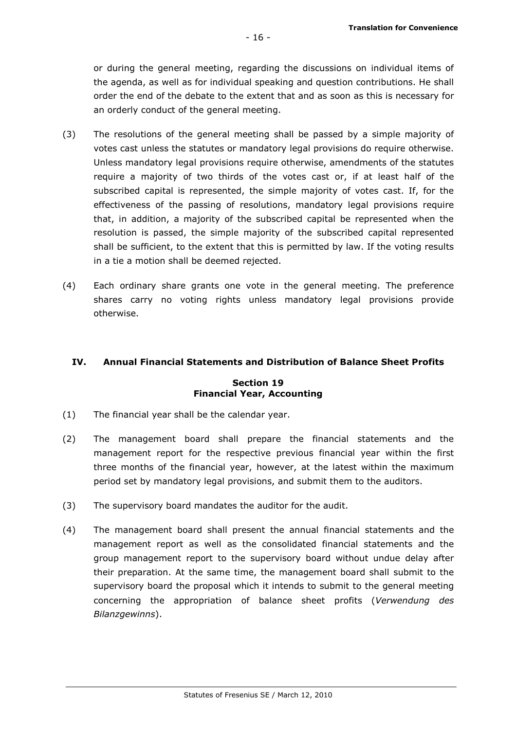or during the general meeting, regarding the discussions on individual items of the agenda, as well as for individual speaking and question contributions. He shall order the end of the debate to the extent that and as soon as this is necessary for an orderly conduct of the general meeting.

(3) The resolutions of the general meeting shall be passed by a simple majority of votes cast unless the statutes or mandatory legal provisions do require otherwise. Unless mandatory legal provisions require otherwise, amendments of the statutes require a majority of two thirds of the votes cast or, if at least half of the subscribed capital is represented, the simple majority of votes cast. If, for the effectiveness of the passing of resolutions, mandatory legal provisions require that, in addition, a majority of the subscribed capital be represented when the resolution is passed, the simple majority of the subscribed capital represented shall be sufficient, to the extent that this is permitted by law. If the voting results in a tie a motion shall be deemed rejected.

(4) Each ordinary share grants one vote in the general meeting. The preference shares carry no voting rights unless mandatory legal provisions provide otherwise.

## IV. Annual Financial Statements and Distribution of Balance Sheet Profits

### Section 19
### Financial Year, Accounting

(1) The financial year shall be the calendar year.

(2) The management board shall prepare the financial statements and the management report for the respective previous financial year within the first three months of the financial year, however, at the latest within the maximum period set by mandatory legal provisions, and submit them to the auditors.

(3) The supervisory board mandates the auditor for the audit.

(4) The management board shall present the annual financial statements and the management report as well as the consolidated financial statements and the group management report to the supervisory board without undue delay after their preparation. At the same time, the management board shall submit to the supervisory board the proposal which it intends to submit to the general meeting concerning the appropriation of balance sheet profits (*Verwendung des Bilanzgewinns*).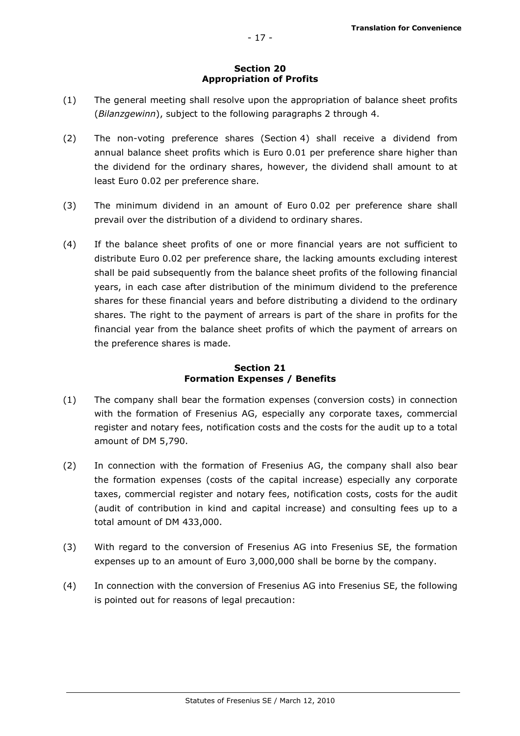## Section 20
## Appropriation of Profits

(1) The general meeting shall resolve upon the appropriation of balance sheet profits (*Bilanzgewinn*), subject to the following paragraphs 2 through 4.

(2) The non-voting preference shares (Section 4) shall receive a dividend from annual balance sheet profits which is Euro 0.01 per preference share higher than the dividend for the ordinary shares, however, the dividend shall amount to at least Euro 0.02 per preference share.

(3) The minimum dividend in an amount of Euro 0.02 per preference share shall prevail over the distribution of a dividend to ordinary shares.

(4) If the balance sheet profits of one or more financial years are not sufficient to distribute Euro 0.02 per preference share, the lacking amounts excluding interest shall be paid subsequently from the balance sheet profits of the following financial years, in each case after distribution of the minimum dividend to the preference shares for these financial years and before distributing a dividend to the ordinary shares. The right to the payment of arrears is part of the share in profits for the financial year from the balance sheet profits of which the payment of arrears on the preference shares is made.

## Section 21
## Formation Expenses / Benefits

(1) The company shall bear the formation expenses (conversion costs) in connection with the formation of Fresenius AG, especially any corporate taxes, commercial register and notary fees, notification costs and the costs for the audit up to a total amount of DM 5,790.

(2) In connection with the formation of Fresenius AG, the company shall also bear the formation expenses (costs of the capital increase) especially any corporate taxes, commercial register and notary fees, notification costs, costs for the audit (audit of contribution in kind and capital increase) and consulting fees up to a total amount of DM 433,000.

(3) With regard to the conversion of Fresenius AG into Fresenius SE, the formation expenses up to an amount of Euro 3,000,000 shall be borne by the company.

(4) In connection with the conversion of Fresenius AG into Fresenius SE, the following is pointed out for reasons of legal precaution: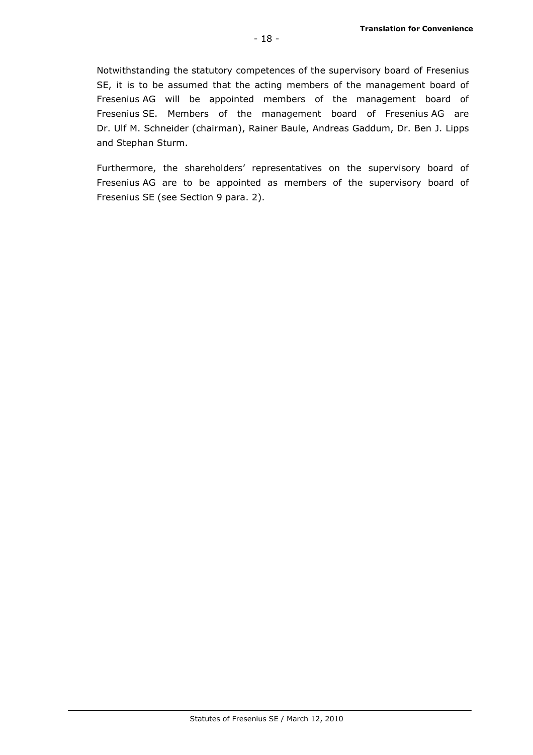Notwithstanding the statutory competences of the supervisory board of Fresenius SE, it is to be assumed that the acting members of the management board of Fresenius AG will be appointed members of the management board of Fresenius SE. Members of the management board of Fresenius AG are Dr. Ulf M. Schneider (chairman), Rainer Baule, Andreas Gaddum, Dr. Ben J. Lipps and Stephan Sturm.

Furthermore, the shareholders' representatives on the supervisory board of Fresenius AG are to be appointed as members of the supervisory board of Fresenius SE (see Section 9 para. 2).